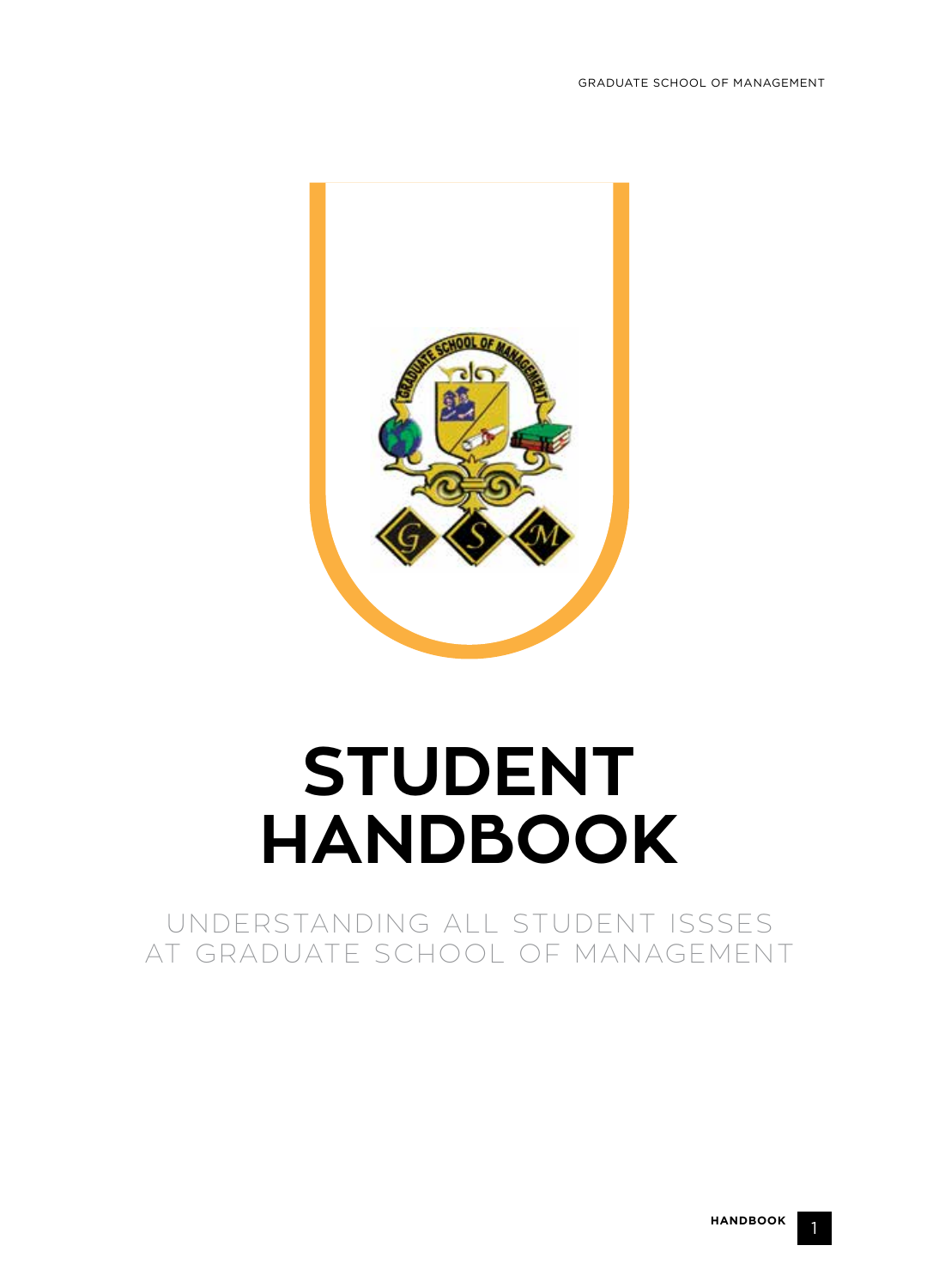# STUDENT HANDBOOK

UNDERSTANDING ALL STUDENT ISSSES AT GRADUATE SCHOOL OF MANAGEMENT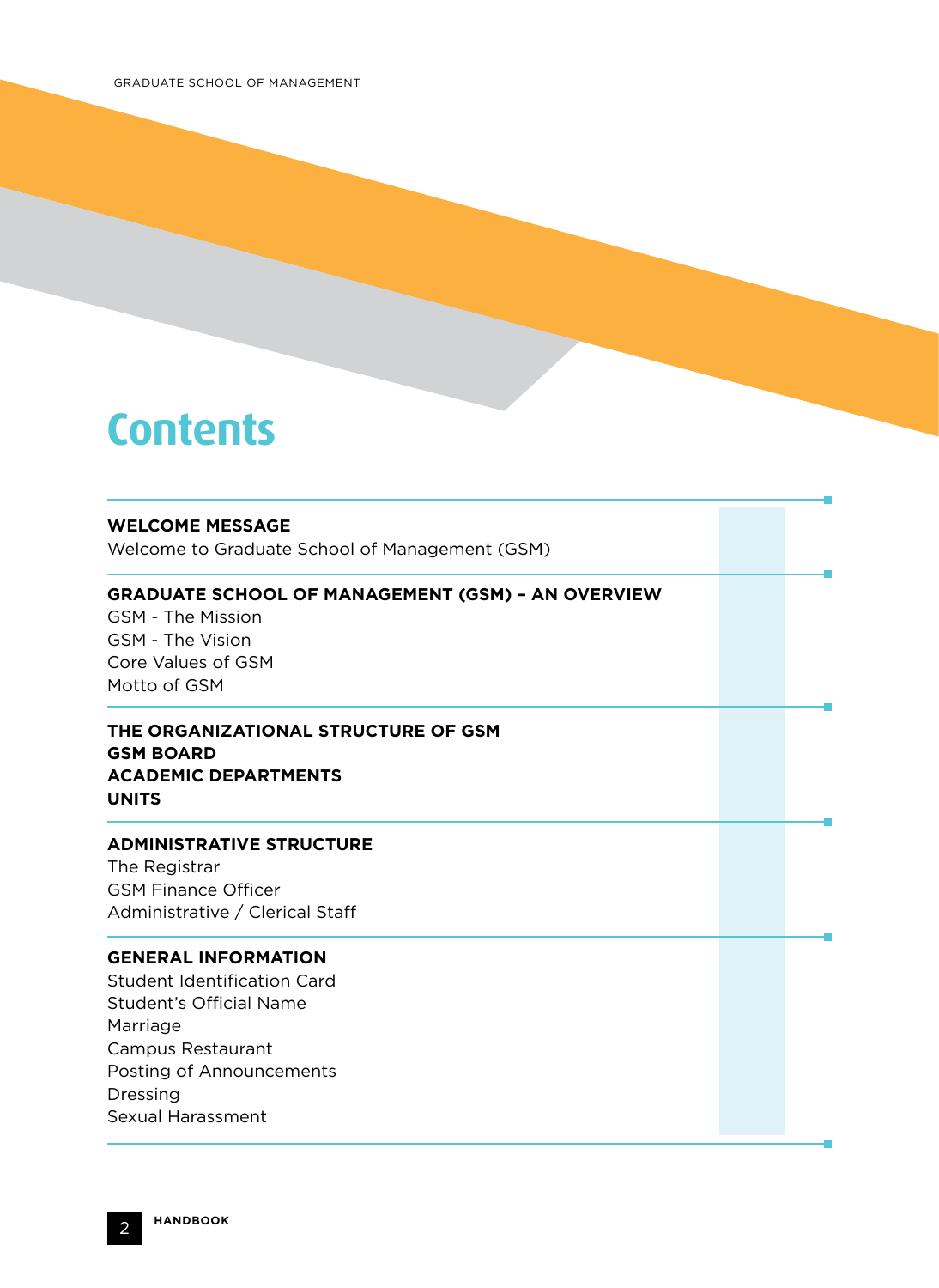# Contents

**WELCOME MESSAGE**

Welcome to Graduate School of Management (GSM)

**GRADUATE SCHOOL OF MANAGEMENT (GSM) – AN OVERVIEW**

GSM - The Mission

GSM - The Vision

Core Values of GSM

Motto of GSM

**THE ORGANIZATIONAL STRUCTURE OF GSM**

**GSM BOARD**

**ACADEMIC DEPARTMENTS**

**UNITS**

**ADMINISTRATIVE STRUCTURE**

The Registrar

GSM Finance Officer

Administrative / Clerical Staff

**GENERAL INFORMATION**

Student Identification Card

Student's Official Name

Marriage

Campus Restaurant

Posting of Announcements

Dressing

Sexual Harassment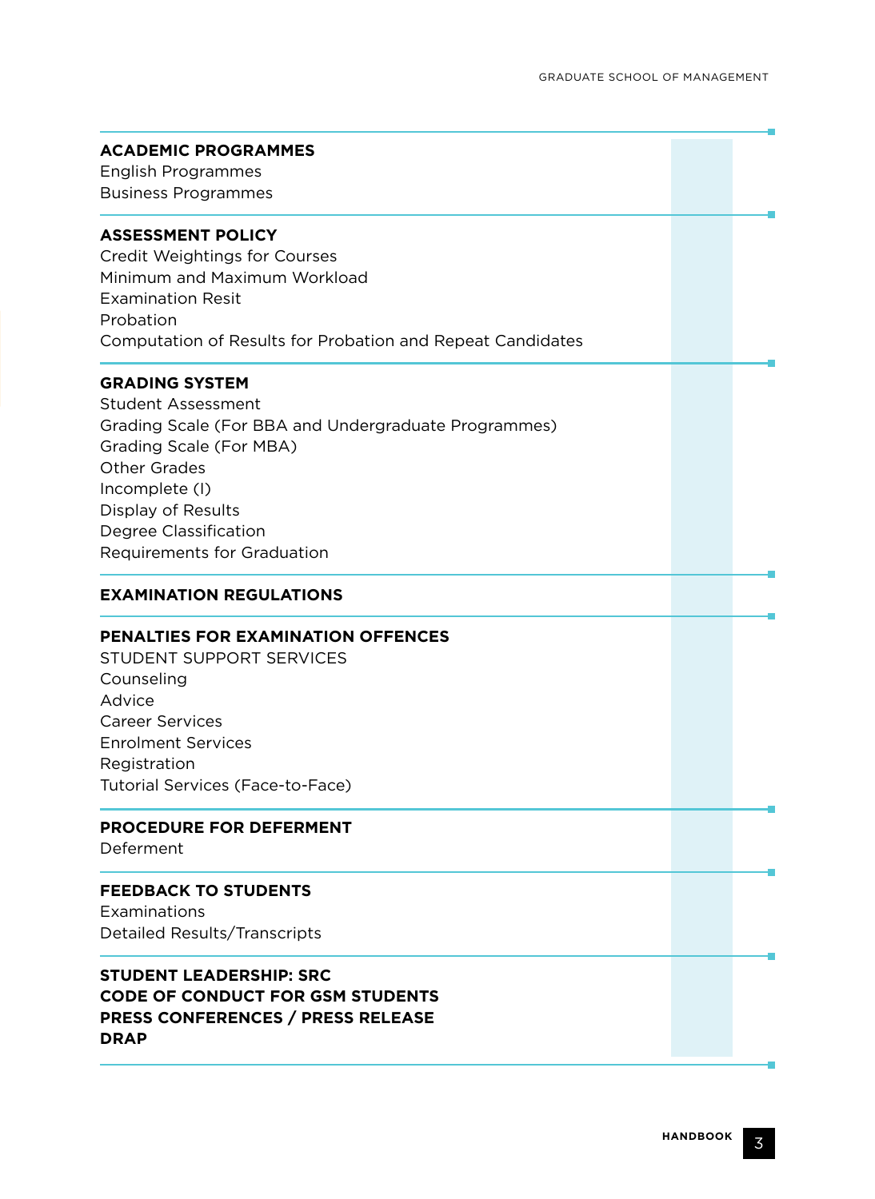**ACADEMIC PROGRAMMES**
English Programmes
Business Programmes

**ASSESSMENT POLICY**
Credit Weightings for Courses
Minimum and Maximum Workload
Examination Resit
Probation
Computation of Results for Probation and Repeat Candidates

**GRADING SYSTEM**
Student Assessment
Grading Scale (For BBA and Undergraduate Programmes)
Grading Scale (For MBA)
Other Grades
Incomplete (I)
Display of Results
Degree Classification
Requirements for Graduation

**EXAMINATION REGULATIONS**

**PENALTIES FOR EXAMINATION OFFENCES**
STUDENT SUPPORT SERVICES
Counseling
Advice
Career Services
Enrolment Services
Registration
Tutorial Services (Face-to-Face)

**PROCEDURE FOR DEFERMENT**
Deferment

**FEEDBACK TO STUDENTS**
Examinations
Detailed Results/Transcripts

**STUDENT LEADERSHIP: SRC**
**CODE OF CONDUCT FOR GSM STUDENTS**
**PRESS CONFERENCES / PRESS RELEASE**
**DRAP**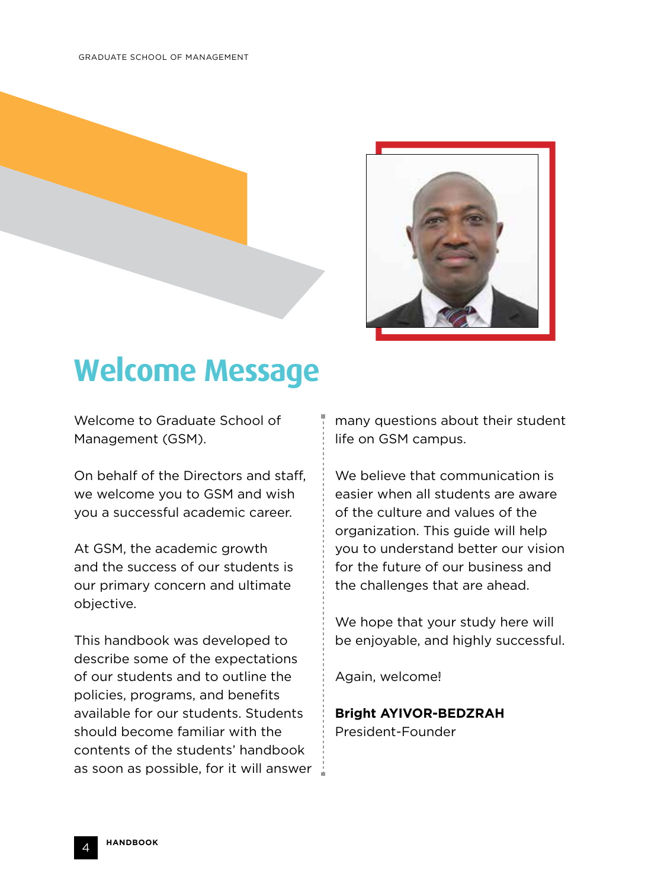# Welcome Message

Welcome to Graduate School of Management (GSM).

On behalf of the Directors and staff, we welcome you to GSM and wish you a successful academic career.

At GSM, the academic growth and the success of our students is our primary concern and ultimate objective.

This handbook was developed to describe some of the expectations of our students and to outline the policies, programs, and benefits available for our students. Students should become familiar with the contents of the students' handbook as soon as possible, for it will answer many questions about their student life on GSM campus.

We believe that communication is easier when all students are aware of the culture and values of the organization. This guide will help you to understand better our vision for the future of our business and the challenges that are ahead.

We hope that your study here will be enjoyable, and highly successful.

Again, welcome!

**Bright AYIVOR-BEDZRAH**
President-Founder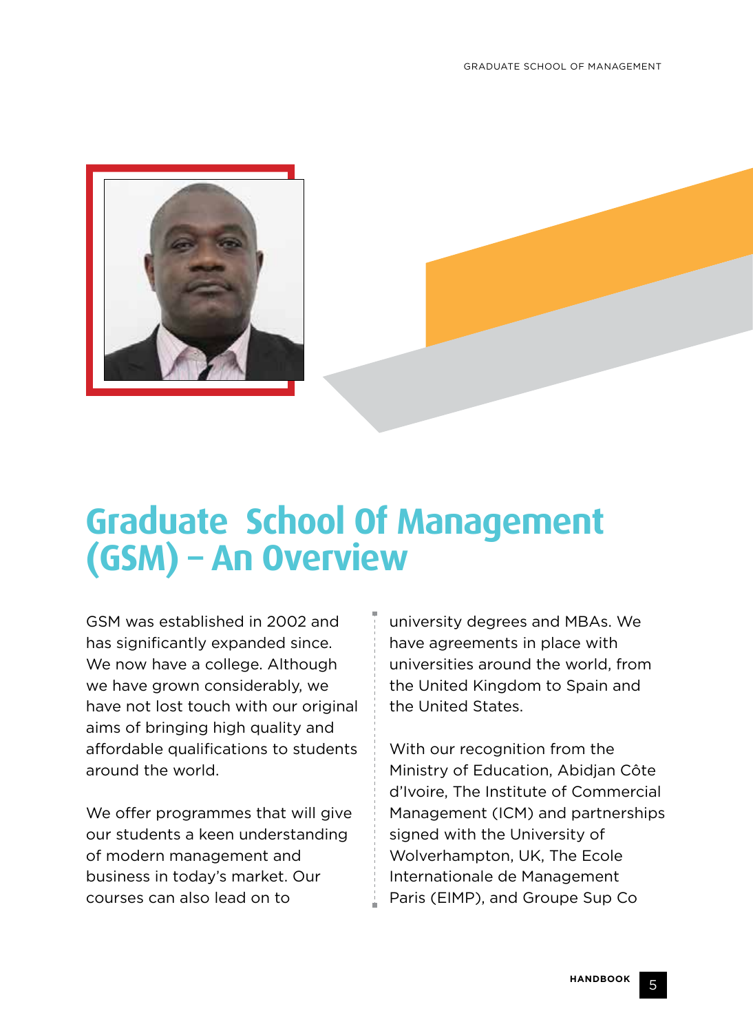# Graduate School Of Management (GSM) – An Overview

GSM was established in 2002 and has significantly expanded since. We now have a college. Although we have grown considerably, we have not lost touch with our original aims of bringing high quality and affordable qualifications to students around the world.

We offer programmes that will give our students a keen understanding of modern management and business in today's market. Our courses can also lead on to university degrees and MBAs. We have agreements in place with universities around the world, from the United Kingdom to Spain and the United States.

With our recognition from the Ministry of Education, Abidjan Côte d'Ivoire, The Institute of Commercial Management (ICM) and partnerships signed with the University of Wolverhampton, UK, The Ecole Internationale de Management Paris (EIMP), and Groupe Sup Co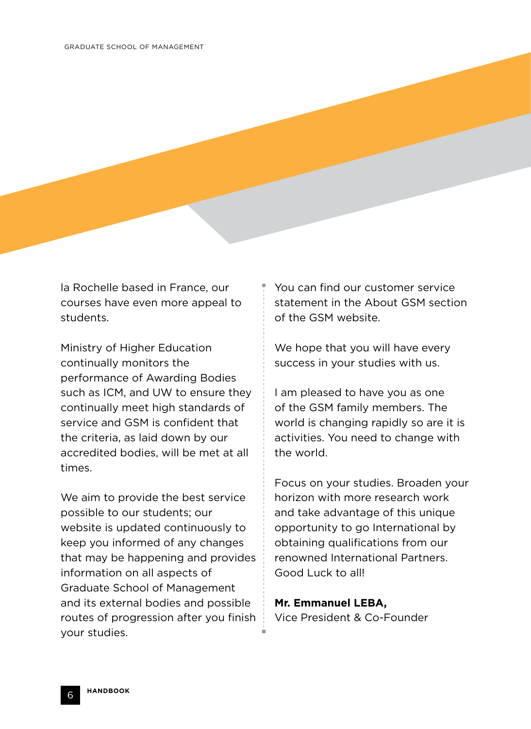la Rochelle based in France, our courses have even more appeal to students.

Ministry of Higher Education continually monitors the performance of Awarding Bodies such as ICM, and UW to ensure they continually meet high standards of service and GSM is confident that the criteria, as laid down by our accredited bodies, will be met at all times.

We aim to provide the best service possible to our students; our website is updated continuously to keep you informed of any changes that may be happening and provides information on all aspects of Graduate School of Management and its external bodies and possible routes of progression after you finish your studies.

You can find our customer service statement in the About GSM section of the GSM website.

We hope that you will have every success in your studies with us.

I am pleased to have you as one of the GSM family members. The world is changing rapidly so are it is activities. You need to change with the world.

Focus on your studies. Broaden your horizon with more research work and take advantage of this unique opportunity to go International by obtaining qualifications from our renowned International Partners. Good Luck to all!

**Mr. Emmanuel LEBA,**
Vice President & Co-Founder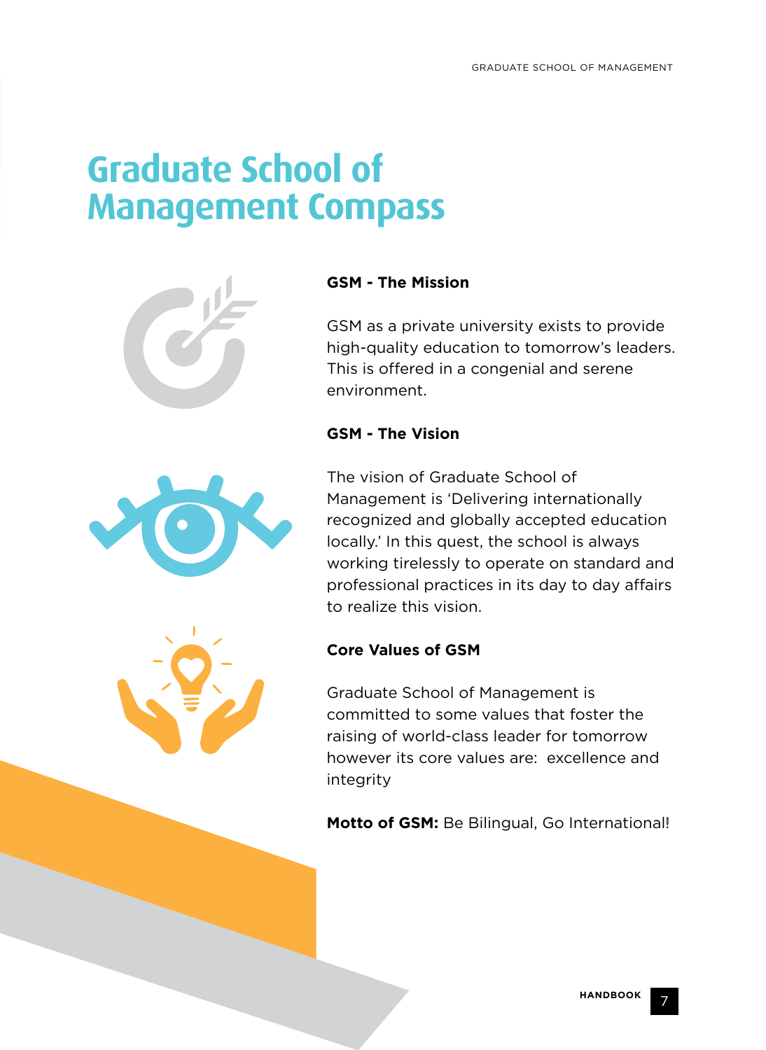# Graduate School of Management Compass

### GSM - The Mission

GSM as a private university exists to provide high-quality education to tomorrow's leaders. This is offered in a congenial and serene environment.

### GSM - The Vision

The vision of Graduate School of Management is 'Delivering internationally recognized and globally accepted education locally.' In this quest, the school is always working tirelessly to operate on standard and professional practices in its day to day affairs to realize this vision.

### Core Values of GSM

Graduate School of Management is committed to some values that foster the raising of world-class leader for tomorrow however its core values are: excellence and integrity

**Motto of GSM:** Be Bilingual, Go International!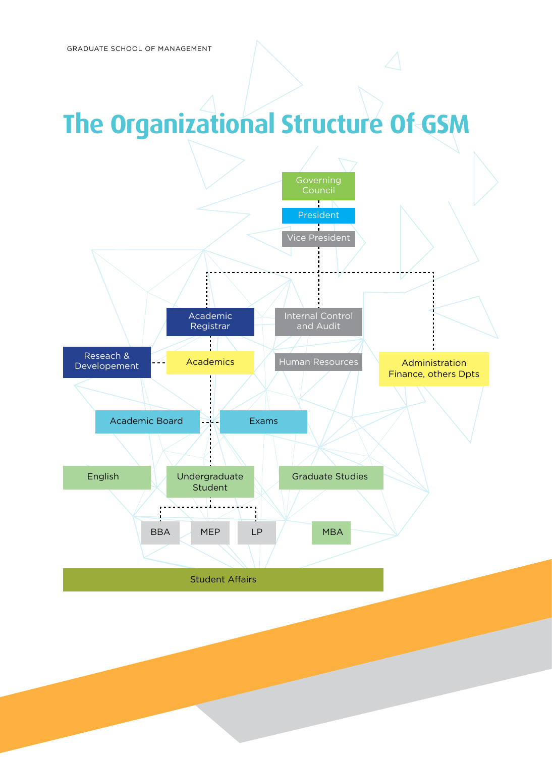# The Organizational Structure Of GSM

Governing Council

President

Vice President

Academic Registrar

Internal Control and Audit

Reseach & Developement

Academics

Human Resources

Administration Finance, others Dpts

Academic Board

Exams

English

Undergraduate Student

Graduate Studies

BBA

MEP

LP

MBA

Student Affairs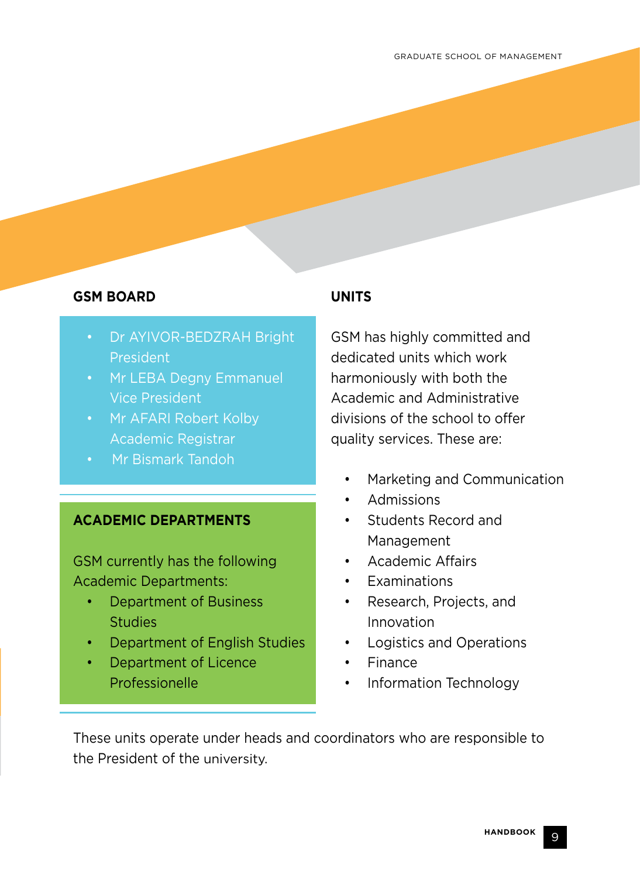## GSM BOARD

- Dr AYIVOR-BEDZRAH Bright  
  President
- Mr LEBA Degny Emmanuel  
  Vice President
- Mr AFARI Robert Kolby  
  Academic Registrar
- Mr Bismark Tandoh

## ACADEMIC DEPARTMENTS

GSM currently has the following Academic Departments:

- Department of Business Studies
- Department of English Studies
- Department of Licence Professionelle

## UNITS

GSM has highly committed and dedicated units which work harmoniously with both the Academic and Administrative divisions of the school to offer quality services. These are:

- Marketing and Communication
- Admissions
- Students Record and Management
- Academic Affairs
- Examinations
- Research, Projects, and Innovation
- Logistics and Operations
- Finance
- Information Technology

These units operate under heads and coordinators who are responsible to the President of the university.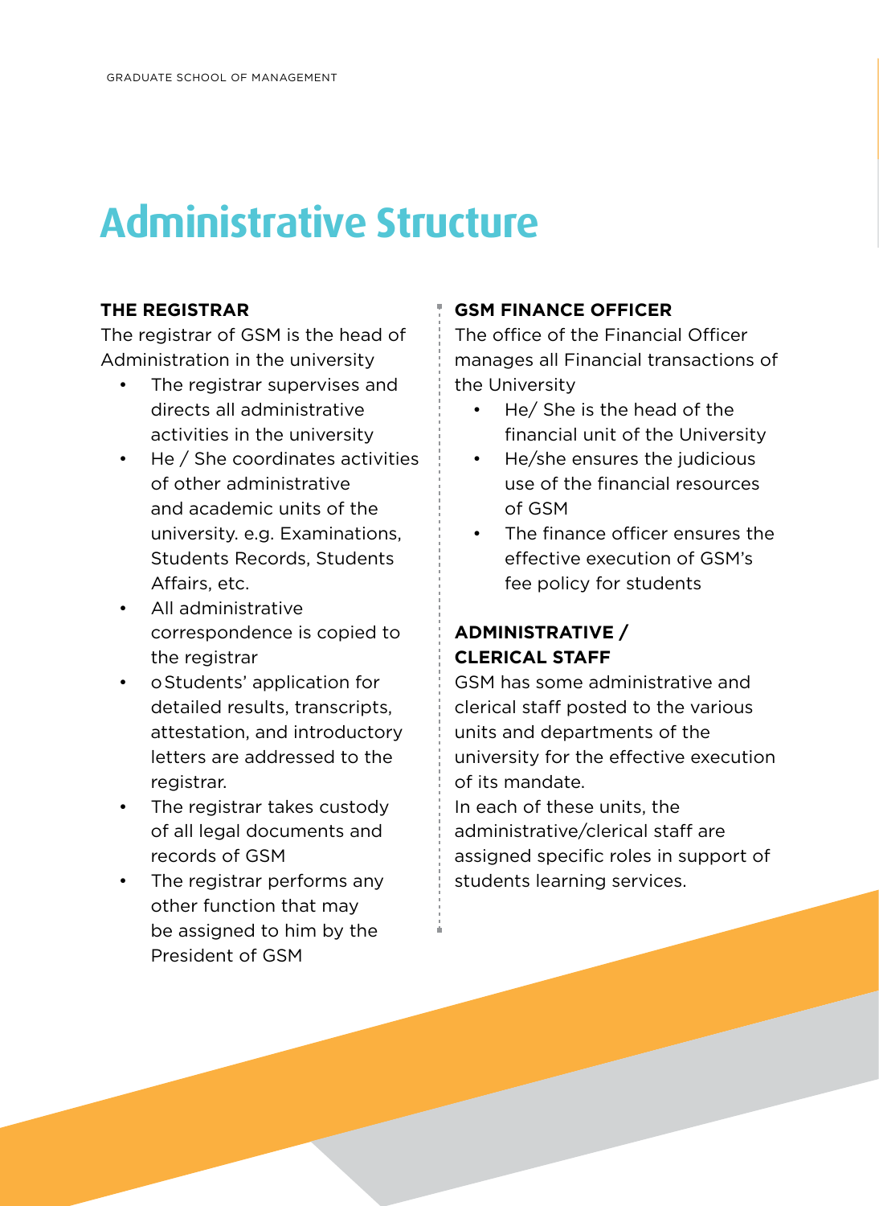# Administrative Structure

**THE REGISTRAR**

The registrar of GSM is the head of Administration in the university

- The registrar supervises and directs all administrative activities in the university
- He / She coordinates activities of other administrative and academic units of the university. e.g. Examinations, Students Records, Students Affairs, etc.
- All administrative correspondence is copied to the registrar
- o Students' application for detailed results, transcripts, attestation, and introductory letters are addressed to the registrar.
- The registrar takes custody of all legal documents and records of GSM
- The registrar performs any other function that may be assigned to him by the President of GSM

**GSM FINANCE OFFICER**

The office of the Financial Officer manages all Financial transactions of the University

- He/ She is the head of the financial unit of the University
- He/she ensures the judicious use of the financial resources of GSM
- The finance officer ensures the effective execution of GSM's fee policy for students

**ADMINISTRATIVE / CLERICAL STAFF**

GSM has some administrative and clerical staff posted to the various units and departments of the university for the effective execution of its mandate.

In each of these units, the administrative/clerical staff are assigned specific roles in support of students learning services.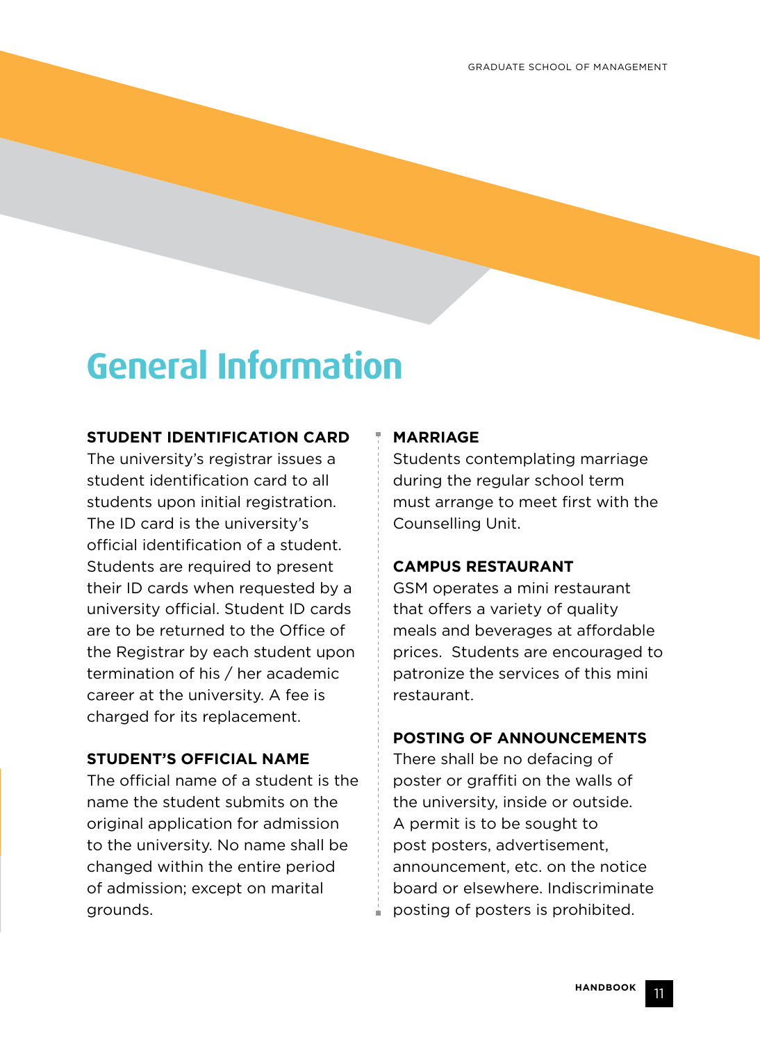# General Information

### STUDENT IDENTIFICATION CARD

The university's registrar issues a student identification card to all students upon initial registration. The ID card is the university's official identification of a student. Students are required to present their ID cards when requested by a university official. Student ID cards are to be returned to the Office of the Registrar by each student upon termination of his / her academic career at the university. A fee is charged for its replacement.

### STUDENT'S OFFICIAL NAME

The official name of a student is the name the student submits on the original application for admission to the university. No name shall be changed within the entire period of admission; except on marital grounds.

### MARRIAGE

Students contemplating marriage during the regular school term must arrange to meet first with the Counselling Unit.

### CAMPUS RESTAURANT

GSM operates a mini restaurant that offers a variety of quality meals and beverages at affordable prices. Students are encouraged to patronize the services of this mini restaurant.

### POSTING OF ANNOUNCEMENTS

There shall be no defacing of poster or graffiti on the walls of the university, inside or outside. A permit is to be sought to post posters, advertisement, announcement, etc. on the notice board or elsewhere. Indiscriminate posting of posters is prohibited.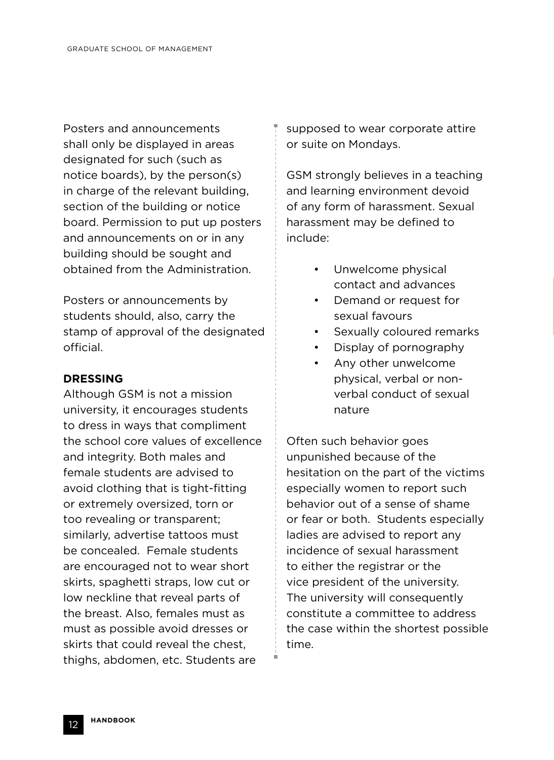Posters and announcements shall only be displayed in areas designated for such (such as notice boards), by the person(s) in charge of the relevant building, section of the building or notice board. Permission to put up posters and announcements on or in any building should be sought and obtained from the Administration.

Posters or announcements by students should, also, carry the stamp of approval of the designated official.

**DRESSING**

Although GSM is not a mission university, it encourages students to dress in ways that compliment the school core values of excellence and integrity. Both males and female students are advised to avoid clothing that is tight-fitting or extremely oversized, torn or too revealing or transparent; similarly, advertise tattoos must be concealed. Female students are encouraged not to wear short skirts, spaghetti straps, low cut or low neckline that reveal parts of the breast. Also, females must as must as possible avoid dresses or skirts that could reveal the chest, thighs, abdomen, etc. Students are supposed to wear corporate attire or suite on Mondays.

GSM strongly believes in a teaching and learning environment devoid of any form of harassment. Sexual harassment may be defined to include:

- Unwelcome physical contact and advances
- Demand or request for sexual favours
- Sexually coloured remarks
- Display of pornography
- Any other unwelcome physical, verbal or non-verbal conduct of sexual nature

Often such behavior goes unpunished because of the hesitation on the part of the victims especially women to report such behavior out of a sense of shame or fear or both. Students especially ladies are advised to report any incidence of sexual harassment to either the registrar or the vice president of the university. The university will consequently constitute a committee to address the case within the shortest possible time.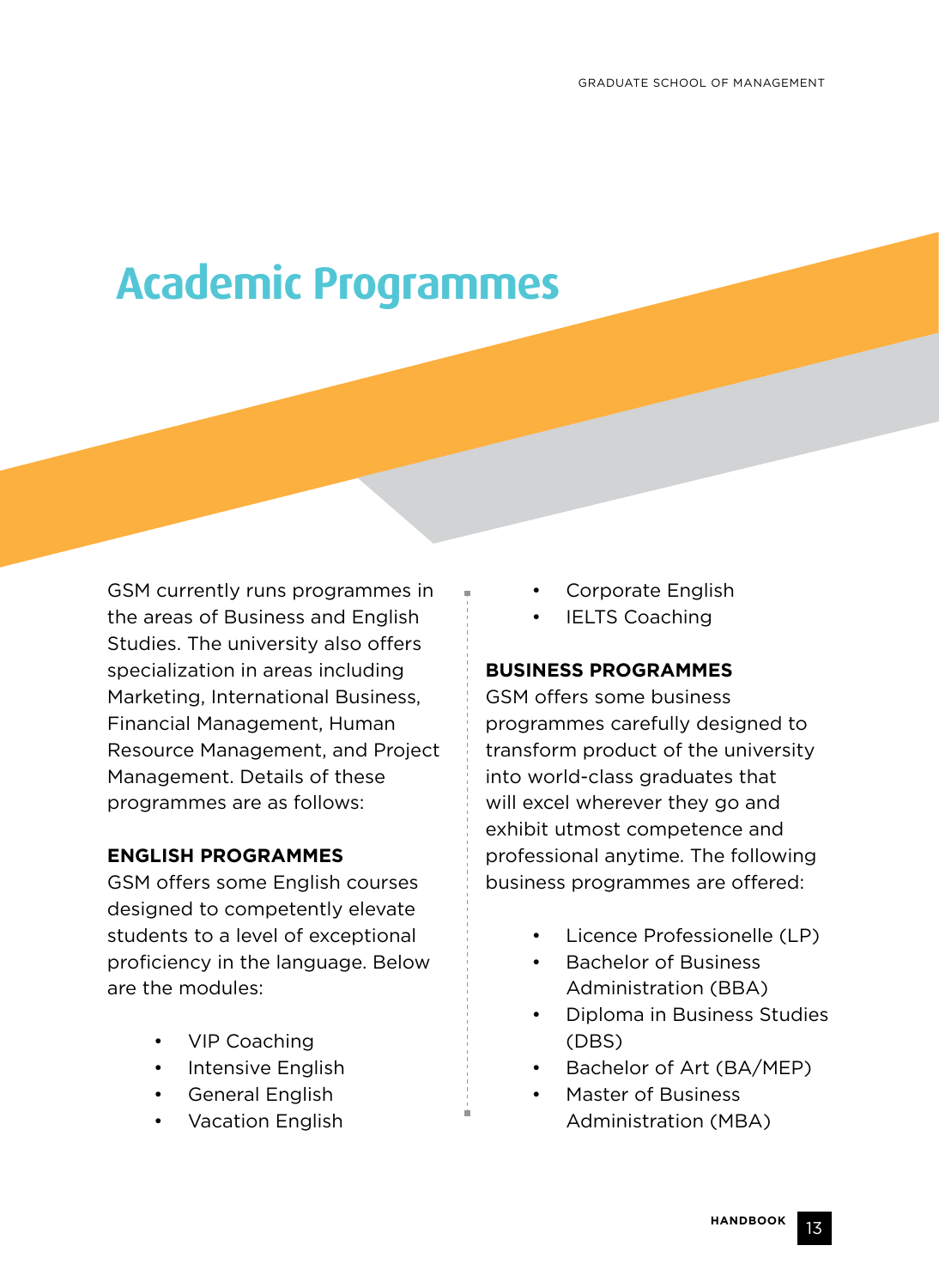# Academic Programmes

GSM currently runs programmes in the areas of Business and English Studies. The university also offers specialization in areas including Marketing, International Business, Financial Management, Human Resource Management, and Project Management. Details of these programmes are as follows:

**ENGLISH PROGRAMMES**

GSM offers some English courses designed to competently elevate students to a level of exceptional proficiency in the language. Below are the modules:

- VIP Coaching
- Intensive English
- General English
- Vacation English
- Corporate English
- IELTS Coaching

**BUSINESS PROGRAMMES**

GSM offers some business programmes carefully designed to transform product of the university into world-class graduates that will excel wherever they go and exhibit utmost competence and professional anytime. The following business programmes are offered:

- Licence Professionelle (LP)
- Bachelor of Business Administration (BBA)
- Diploma in Business Studies (DBS)
- Bachelor of Art (BA/MEP)
- Master of Business Administration (MBA)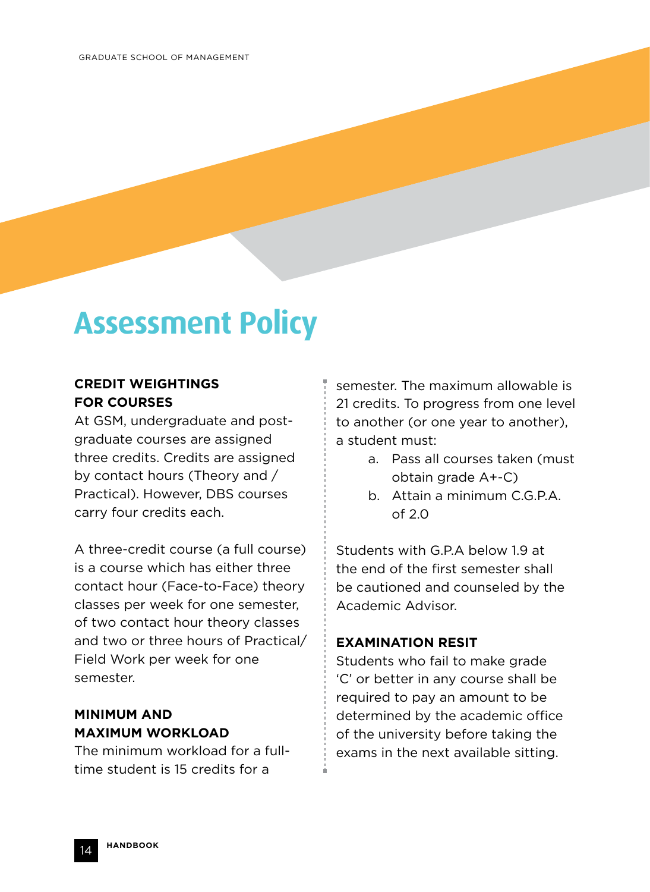# Assessment Policy

**CREDIT WEIGHTINGS FOR COURSES**

At GSM, undergraduate and post-graduate courses are assigned three credits. Credits are assigned by contact hours (Theory and / Practical). However, DBS courses carry four credits each.

A three-credit course (a full course) is a course which has either three contact hour (Face-to-Face) theory classes per week for one semester, of two contact hour theory classes and two or three hours of Practical/ Field Work per week for one semester.

**MINIMUM AND MAXIMUM WORKLOAD**

The minimum workload for a full-time student is 15 credits for a semester. The maximum allowable is 21 credits. To progress from one level to another (or one year to another), a student must:

a. Pass all courses taken (must obtain grade A+-C)
b. Attain a minimum C.G.P.A. of 2.0

Students with G.P.A below 1.9 at the end of the first semester shall be cautioned and counseled by the Academic Advisor.

**EXAMINATION RESIT**

Students who fail to make grade 'C' or better in any course shall be required to pay an amount to be determined by the academic office of the university before taking the exams in the next available sitting.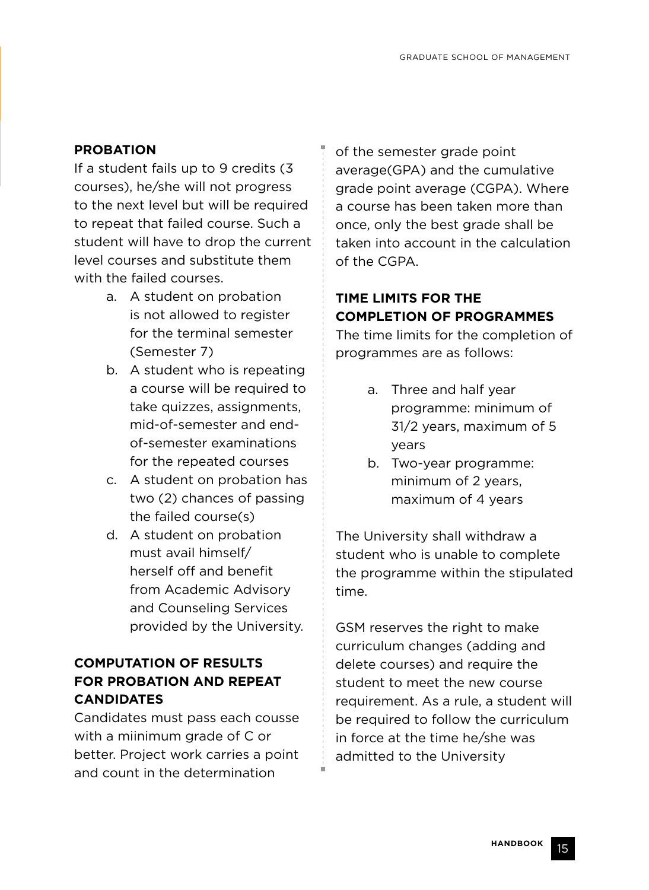## PROBATION

If a student fails up to 9 credits (3 courses), he/she will not progress to the next level but will be required to repeat that failed course. Such a student will have to drop the current level courses and substitute them with the failed courses.

a. A student on probation is not allowed to register for the terminal semester (Semester 7)
b. A student who is repeating a course will be required to take quizzes, assignments, mid-of-semester and end-of-semester examinations for the repeated courses
c. A student on probation has two (2) chances of passing the failed course(s)
d. A student on probation must avail himself/ herself off and benefit from Academic Advisory and Counseling Services provided by the University.

## COMPUTATION OF RESULTS FOR PROBATION AND REPEAT CANDIDATES

Candidates must pass each cousse with a miinimum grade of C or better. Project work carries a point and count in the determination of the semester grade point average(GPA) and the cumulative grade point average (CGPA). Where a course has been taken more than once, only the best grade shall be taken into account in the calculation of the CGPA.

## TIME LIMITS FOR THE COMPLETION OF PROGRAMMES

The time limits for the completion of programmes are as follows:

a. Three and half year programme: minimum of 31/2 years, maximum of 5 years
b. Two-year programme: minimum of 2 years, maximum of 4 years

The University shall withdraw a student who is unable to complete the programme within the stipulated time.

GSM reserves the right to make curriculum changes (adding and delete courses) and require the student to meet the new course requirement. As a rule, a student will be required to follow the curriculum in force at the time he/she was admitted to the University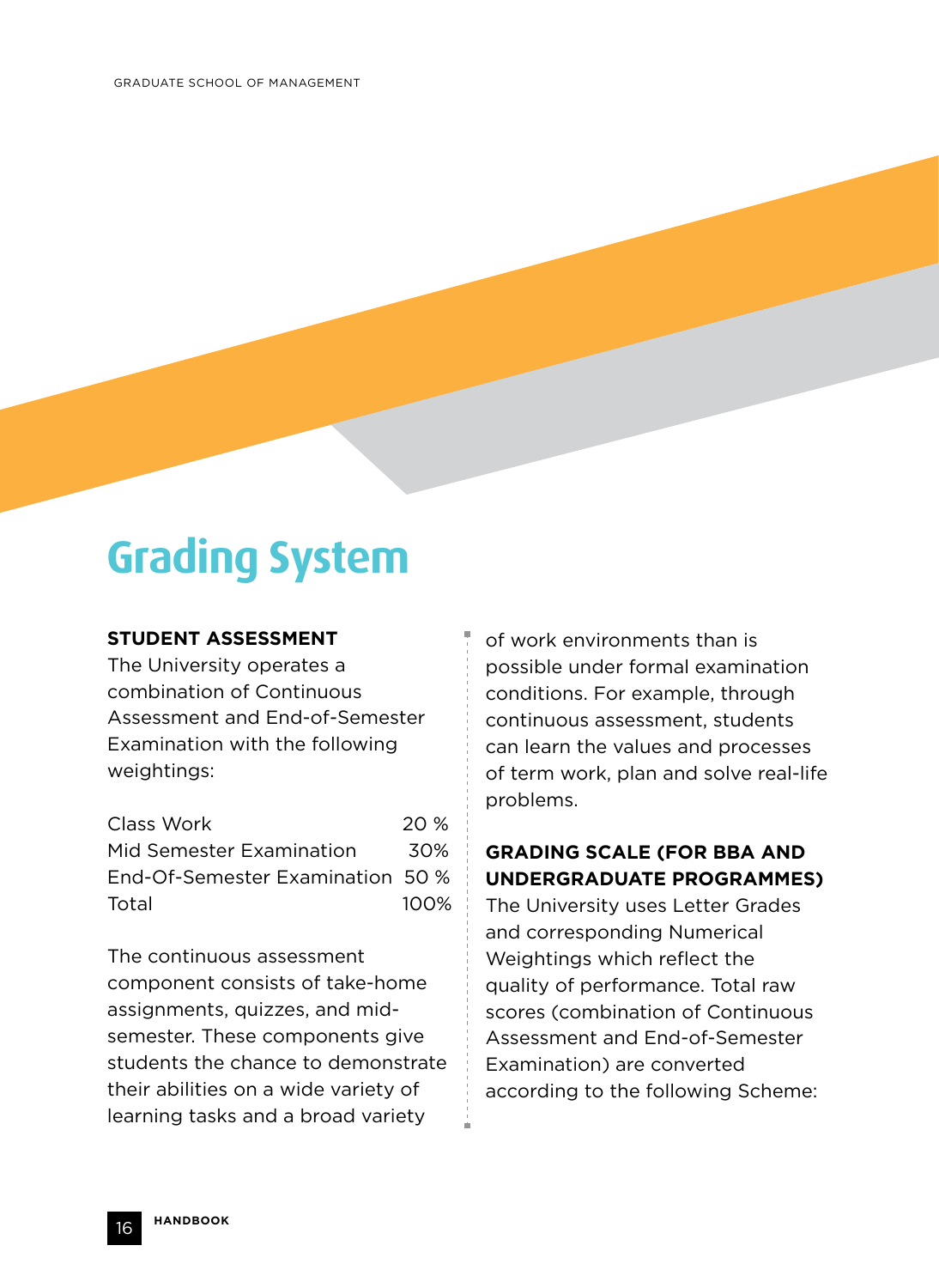# Grading System

**STUDENT ASSESSMENT**

The University operates a combination of Continuous Assessment and End-of-Semester Examination with the following weightings:

| Component | Weighting |
| --- | --- |
| Class Work | 20 % |
| Mid Semester Examination | 30% |
| End-Of-Semester Examination | 50 % |
| Total | 100% |

The continuous assessment component consists of take-home assignments, quizzes, and mid-semester. These components give students the chance to demonstrate their abilities on a wide variety of learning tasks and a broad variety of work environments than is possible under formal examination conditions. For example, through continuous assessment, students can learn the values and processes of term work, plan and solve real-life problems.

**GRADING SCALE (FOR BBA AND UNDERGRADUATE PROGRAMMES)**

The University uses Letter Grades and corresponding Numerical Weightings which reflect the quality of performance. Total raw scores (combination of Continuous Assessment and End-of-Semester Examination) are converted according to the following Scheme: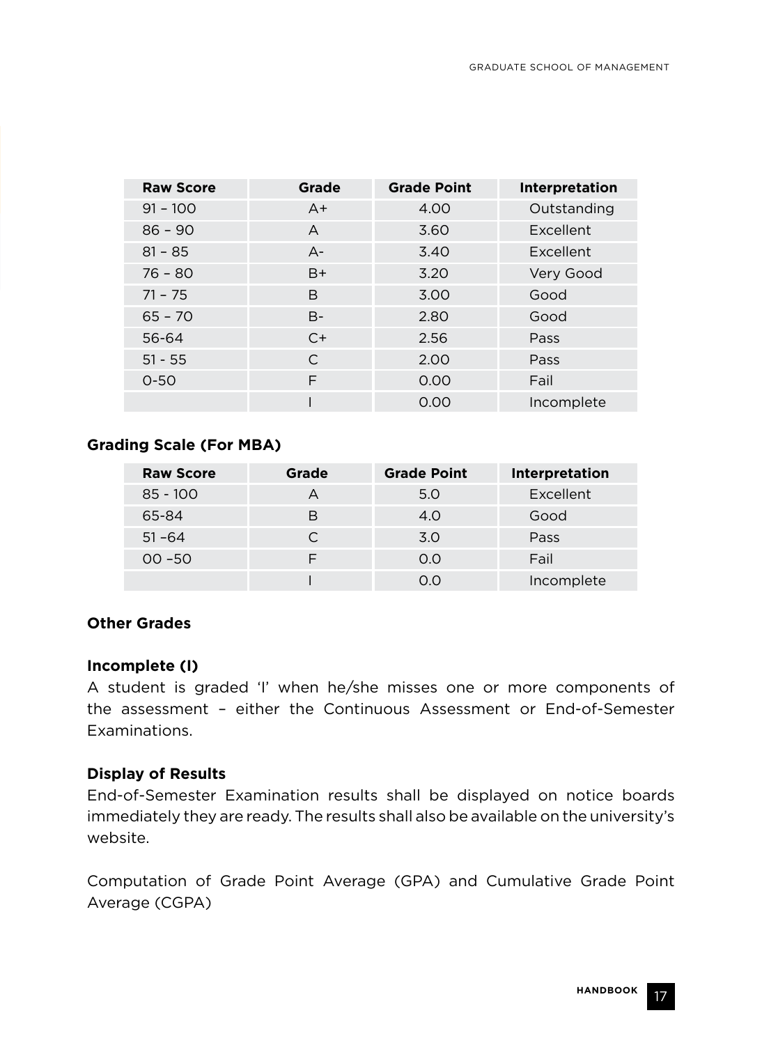| Raw Score | Grade | Grade Point | Interpretation |
| --- | --- | --- | --- |
| 91 – 100 | A+ | 4.00 | Outstanding |
| 86 – 90 | A | 3.60 | Excellent |
| 81 – 85 | A- | 3.40 | Excellent |
| 76 – 80 | B+ | 3.20 | Very Good |
| 71 – 75 | B | 3.00 | Good |
| 65 – 70 | B- | 2.80 | Good |
| 56-64 | C+ | 2.56 | Pass |
| 51 - 55 | C | 2.00 | Pass |
| 0-50 | F | 0.00 | Fail |
| | I | 0.00 | Incomplete |

**Grading Scale (For MBA)**

| Raw Score | Grade | Grade Point | Interpretation |
| --- | --- | --- | --- |
| 85 - 100 | A | 5.0 | Excellent |
| 65-84 | B | 4.0 | Good |
| 51 –64 | C | 3.0 | Pass |
| 00 –50 | F | 0.0 | Fail |
| | I | 0.0 | Incomplete |

**Other Grades**

**Incomplete (I)**

A student is graded 'I' when he/she misses one or more components of the assessment – either the Continuous Assessment or End-of-Semester Examinations.

**Display of Results**

End-of-Semester Examination results shall be displayed on notice boards immediately they are ready. The results shall also be available on the university's website.

Computation of Grade Point Average (GPA) and Cumulative Grade Point Average (CGPA)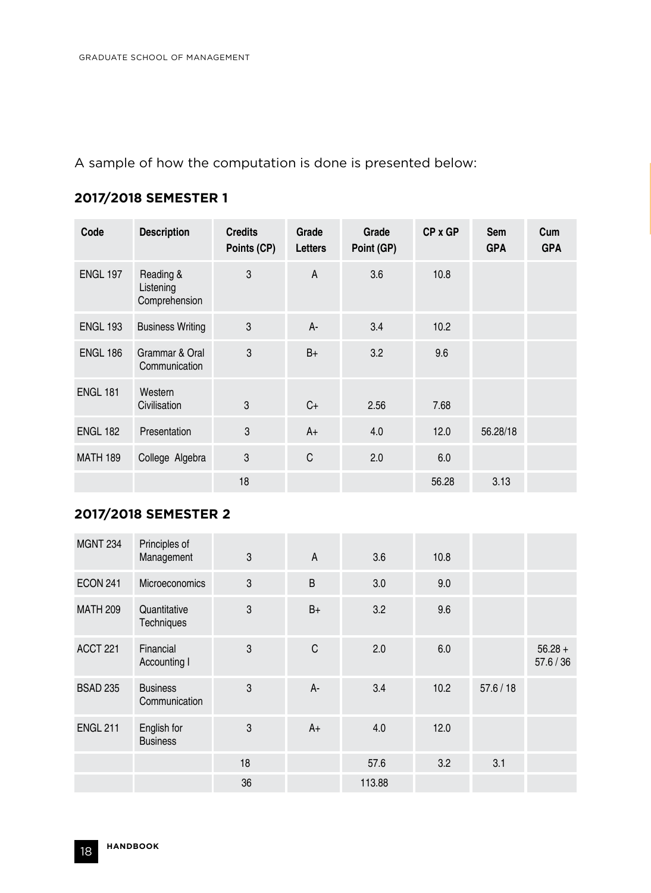A sample of how the computation is done is presented below:

## 2017/2018 SEMESTER 1

| Code | Description | Credits Points (CP) | Grade Letters | Grade Point (GP) | CP x GP | Sem GPA | Cum GPA |
|---|---|---|---|---|---|---|---|
| ENGL 197 | Reading & Listening Comprehension | 3 | A | 3.6 | 10.8 | | |
| ENGL 193 | Business Writing | 3 | A- | 3.4 | 10.2 | | |
| ENGL 186 | Grammar & Oral Communication | 3 | B+ | 3.2 | 9.6 | | |
| ENGL 181 | Western Civilisation | 3 | C+ | 2.56 | 7.68 | | |
| ENGL 182 | Presentation | 3 | A+ | 4.0 | 12.0 | 56.28/18 | |
| MATH 189 | College Algebra | 3 | C | 2.0 | 6.0 | | |
| | | 18 | | | 56.28 | 3.13 | |

## 2017/2018 SEMESTER 2

| Code | Description | Credits Points (CP) | Grade Letters | Grade Point (GP) | CP x GP | Sem GPA | Cum GPA |
|---|---|---|---|---|---|---|---|
| MGNT 234 | Principles of Management | 3 | A | 3.6 | 10.8 | | |
| ECON 241 | Microeconomics | 3 | B | 3.0 | 9.0 | | |
| MATH 209 | Quantitative Techniques | 3 | B+ | 3.2 | 9.6 | | |
| ACCT 221 | Financial Accounting I | 3 | C | 2.0 | 6.0 | | 56.28 + 57.6 / 36 |
| BSAD 235 | Business Communication | 3 | A- | 3.4 | 10.2 | 57.6 / 18 | |
| ENGL 211 | English for Business | 3 | A+ | 4.0 | 12.0 | | |
| | | 18 | | 57.6 | 3.2 | 3.1 | |
| | | 36 | | 113.88 | | | |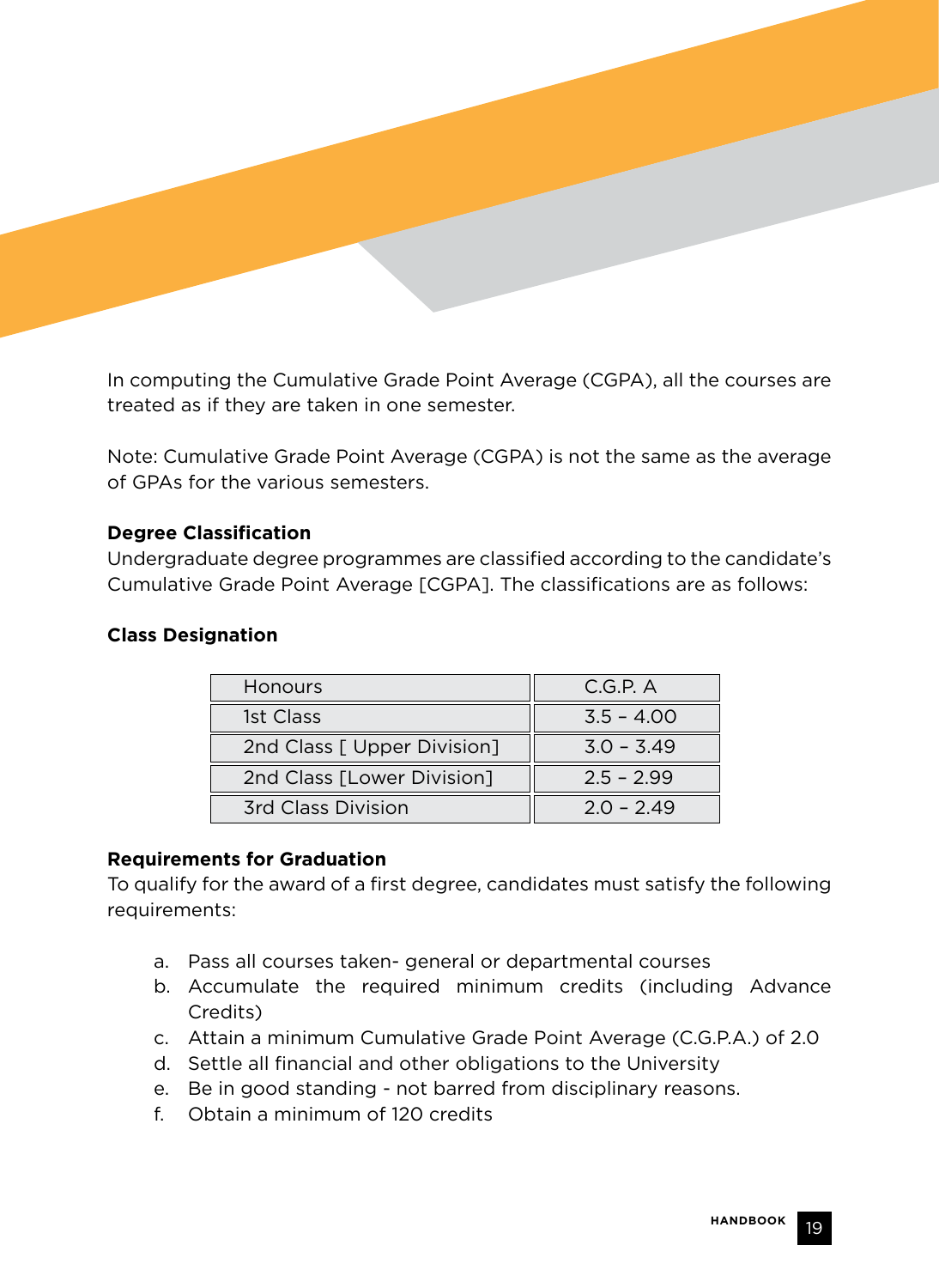In computing the Cumulative Grade Point Average (CGPA), all the courses are treated as if they are taken in one semester.

Note: Cumulative Grade Point Average (CGPA) is not the same as the average of GPAs for the various semesters.

**Degree Classification**

Undergraduate degree programmes are classified according to the candidate's Cumulative Grade Point Average [CGPA]. The classifications are as follows:

**Class Designation**

| Honours | C.G.P. A |
|---|---|
| 1st Class | 3.5 – 4.00 |
| 2nd Class [ Upper Division] | 3.0 – 3.49 |
| 2nd Class [Lower Division] | 2.5 – 2.99 |
| 3rd Class Division | 2.0 – 2.49 |

**Requirements for Graduation**

To qualify for the award of a first degree, candidates must satisfy the following requirements:

a. Pass all courses taken- general or departmental courses
b. Accumulate the required minimum credits (including Advance Credits)
c. Attain a minimum Cumulative Grade Point Average (C.G.P.A.) of 2.0
d. Settle all financial and other obligations to the University
e. Be in good standing - not barred from disciplinary reasons.
f. Obtain a minimum of 120 credits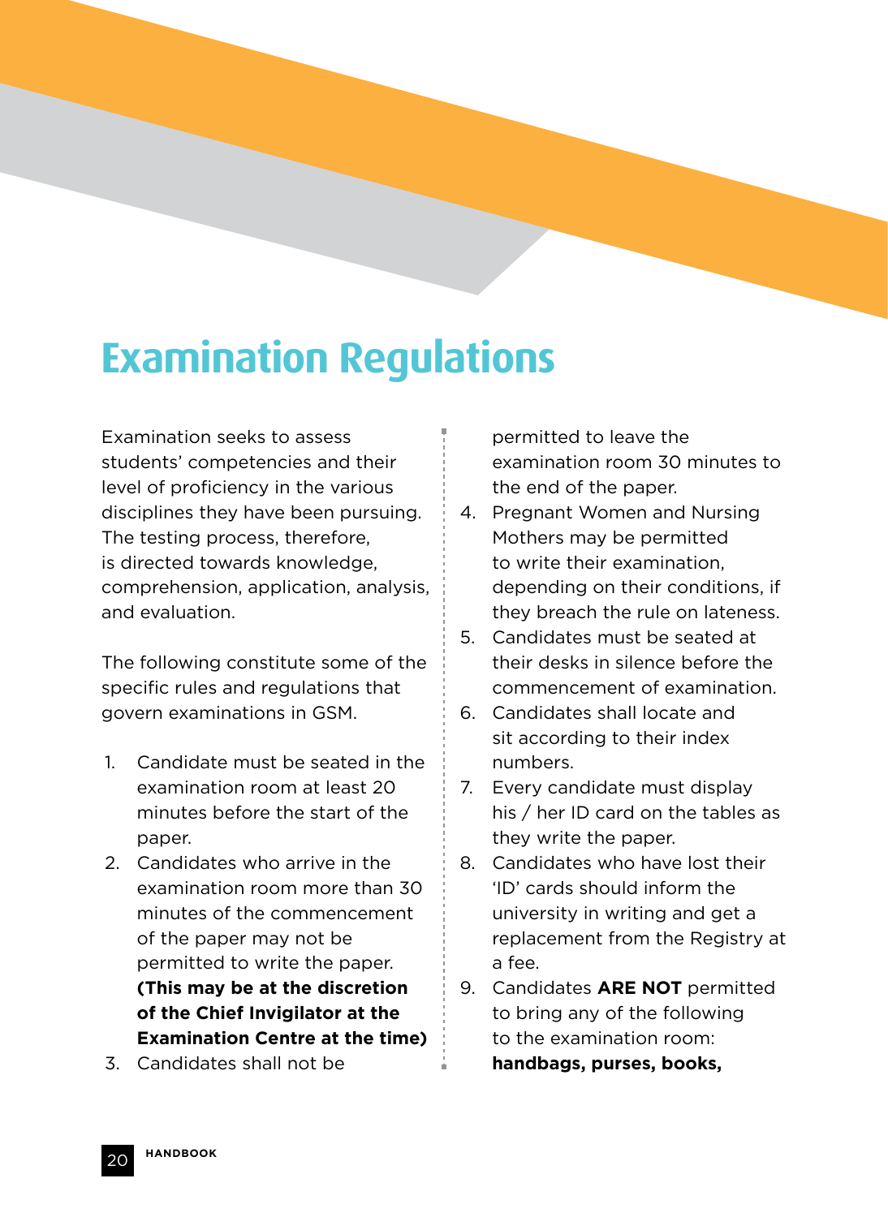# Examination Regulations

Examination seeks to assess students' competencies and their level of proficiency in the various disciplines they have been pursuing. The testing process, therefore, is directed towards knowledge, comprehension, application, analysis, and evaluation.

The following constitute some of the specific rules and regulations that govern examinations in GSM.

1. Candidate must be seated in the examination room at least 20 minutes before the start of the paper.
2. Candidates who arrive in the examination room more than 30 minutes of the commencement of the paper may not be permitted to write the paper. **(This may be at the discretion of the Chief Invigilator at the Examination Centre at the time)**
3. Candidates shall not be permitted to leave the examination room 30 minutes to the end of the paper.
4. Pregnant Women and Nursing Mothers may be permitted to write their examination, depending on their conditions, if they breach the rule on lateness.
5. Candidates must be seated at their desks in silence before the commencement of examination.
6. Candidates shall locate and sit according to their index numbers.
7. Every candidate must display his / her ID card on the tables as they write the paper.
8. Candidates who have lost their 'ID' cards should inform the university in writing and get a replacement from the Registry at a fee.
9. Candidates **ARE NOT** permitted to bring any of the following to the examination room: **handbags, purses, books,**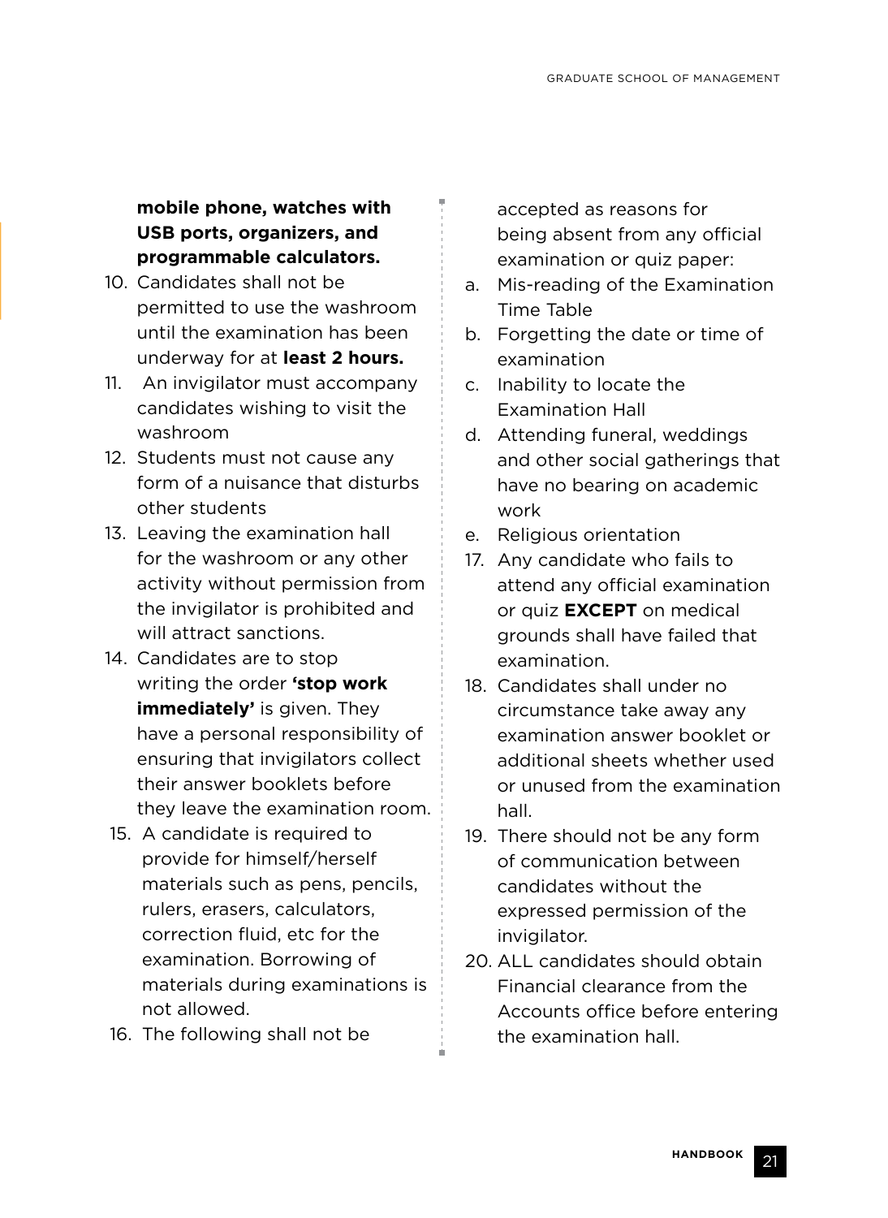**mobile phone, watches with USB ports, organizers, and programmable calculators.**

10. Candidates shall not be permitted to use the washroom until the examination has been underway for at **least 2 hours.**
11. An invigilator must accompany candidates wishing to visit the washroom
12. Students must not cause any form of a nuisance that disturbs other students
13. Leaving the examination hall for the washroom or any other activity without permission from the invigilator is prohibited and will attract sanctions.
14. Candidates are to stop writing the order **'stop work immediately'** is given. They have a personal responsibility of ensuring that invigilators collect their answer booklets before they leave the examination room.
15. A candidate is required to provide for himself/herself materials such as pens, pencils, rulers, erasers, calculators, correction fluid, etc for the examination. Borrowing of materials during examinations is not allowed.
16. The following shall not be accepted as reasons for being absent from any official examination or quiz paper:
    a. Mis-reading of the Examination Time Table
    b. Forgetting the date or time of examination
    c. Inability to locate the Examination Hall
    d. Attending funeral, weddings and other social gatherings that have no bearing on academic work
    e. Religious orientation
17. Any candidate who fails to attend any official examination or quiz **EXCEPT** on medical grounds shall have failed that examination.
18. Candidates shall under no circumstance take away any examination answer booklet or additional sheets whether used or unused from the examination hall.
19. There should not be any form of communication between candidates without the expressed permission of the invigilator.
20. ALL candidates should obtain Financial clearance from the Accounts office before entering the examination hall.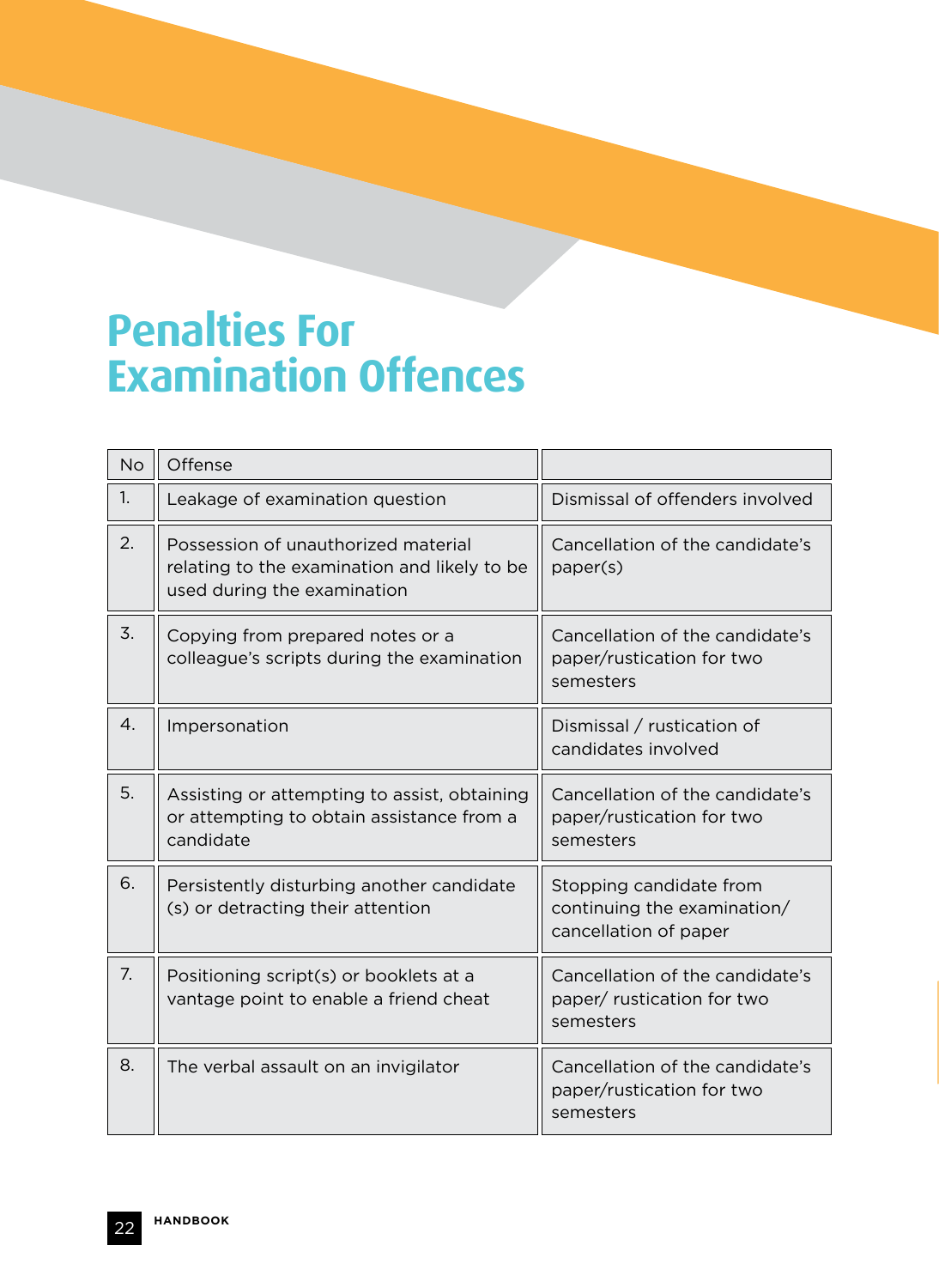# Penalties For Examination Offences

| No | Offense | |
|---|---|---|
| 1. | Leakage of examination question | Dismissal of offenders involved |
| 2. | Possession of unauthorized material relating to the examination and likely to be used during the examination | Cancellation of the candidate's paper(s) |
| 3. | Copying from prepared notes or a colleague's scripts during the examination | Cancellation of the candidate's paper/rustication for two semesters |
| 4. | Impersonation | Dismissal / rustication of candidates involved |
| 5. | Assisting or attempting to assist, obtaining or attempting to obtain assistance from a candidate | Cancellation of the candidate's paper/rustication for two semesters |
| 6. | Persistently disturbing another candidate (s) or detracting their attention | Stopping candidate from continuing the examination/ cancellation of paper |
| 7. | Positioning script(s) or booklets at a vantage point to enable a friend cheat | Cancellation of the candidate's paper/ rustication for two semesters |
| 8. | The verbal assault on an invigilator | Cancellation of the candidate's paper/rustication for two semesters |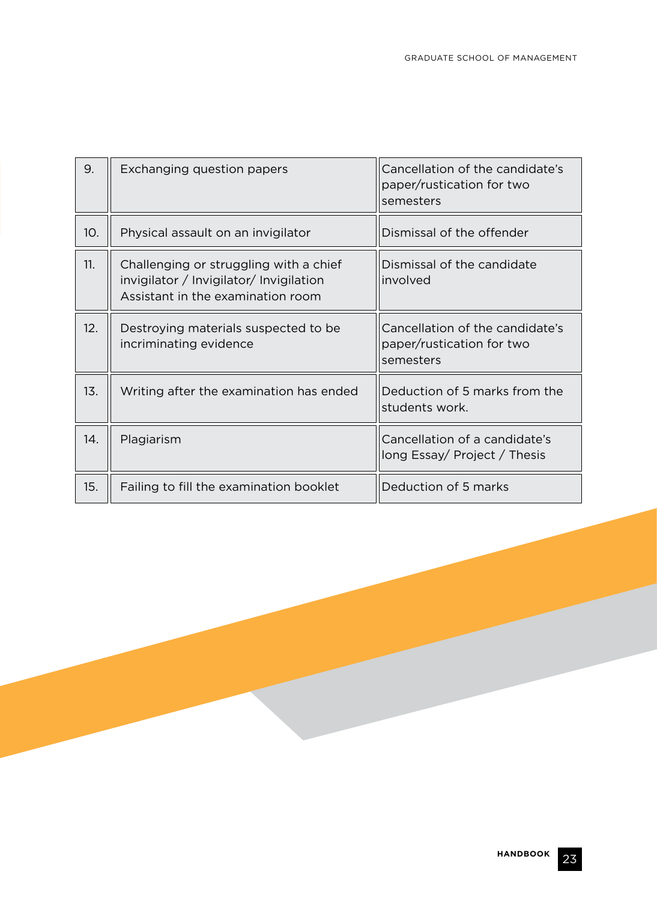| | | |
|---|---|---|
| 9. | Exchanging question papers | Cancellation of the candidate's paper/rustication for two semesters |
| 10. | Physical assault on an invigilator | Dismissal of the offender |
| 11. | Challenging or struggling with a chief invigilator / Invigilator/ Invigilation Assistant in the examination room | Dismissal of the candidate involved |
| 12. | Destroying materials suspected to be incriminating evidence | Cancellation of the candidate's paper/rustication for two semesters |
| 13. | Writing after the examination has ended | Deduction of 5 marks from the students work. |
| 14. | Plagiarism | Cancellation of a candidate's long Essay/ Project / Thesis |
| 15. | Failing to fill the examination booklet | Deduction of 5 marks |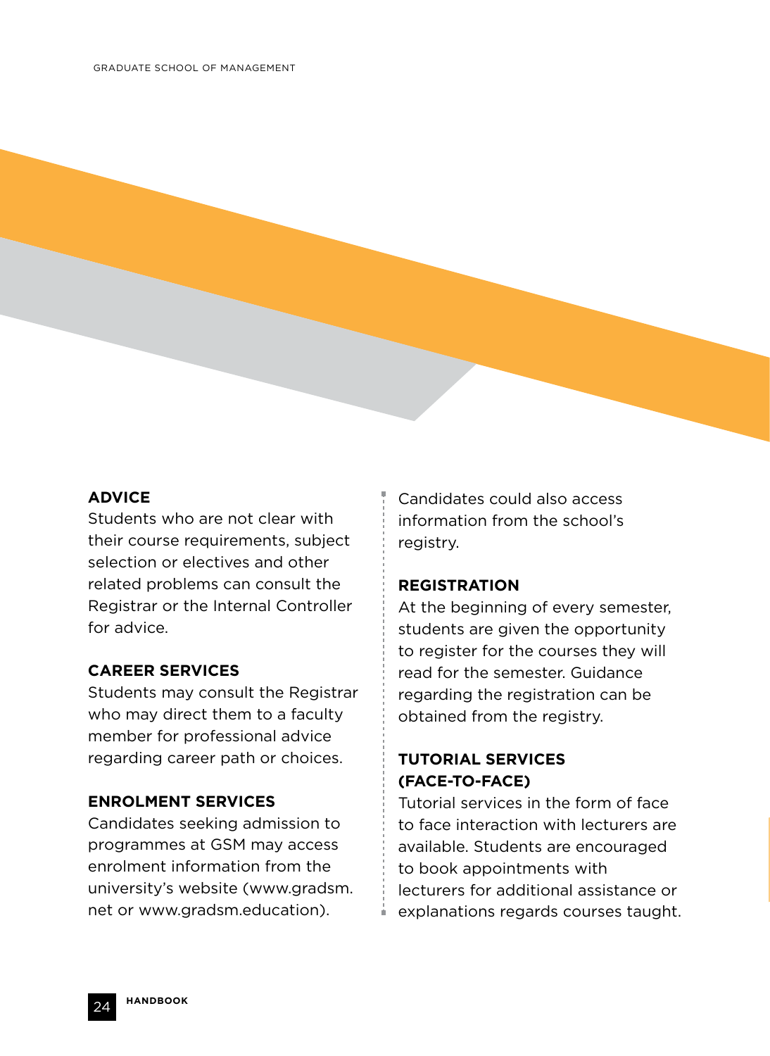## ADVICE

Students who are not clear with their course requirements, subject selection or electives and other related problems can consult the Registrar or the Internal Controller for advice.

## CAREER SERVICES

Students may consult the Registrar who may direct them to a faculty member for professional advice regarding career path or choices.

## ENROLMENT SERVICES

Candidates seeking admission to programmes at GSM may access enrolment information from the university's website (www.gradsm.net or www.gradsm.education).

Candidates could also access information from the school's registry.

## REGISTRATION

At the beginning of every semester, students are given the opportunity to register for the courses they will read for the semester. Guidance regarding the registration can be obtained from the registry.

## TUTORIAL SERVICES (FACE-TO-FACE)

Tutorial services in the form of face to face interaction with lecturers are available. Students are encouraged to book appointments with lecturers for additional assistance or explanations regards courses taught.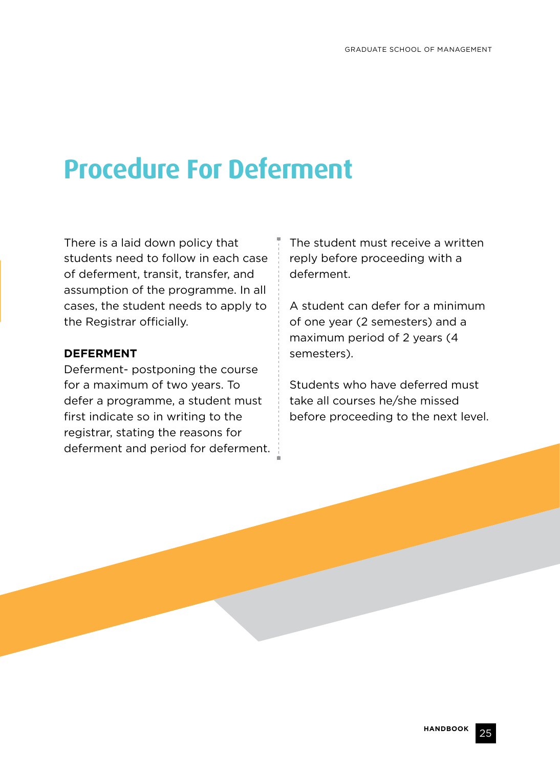# Procedure For Deferment

There is a laid down policy that students need to follow in each case of deferment, transit, transfer, and assumption of the programme. In all cases, the student needs to apply to the Registrar officially.

**DEFERMENT**

Deferment- postponing the course for a maximum of two years. To defer a programme, a student must first indicate so in writing to the registrar, stating the reasons for deferment and period for deferment.

The student must receive a written reply before proceeding with a deferment.

A student can defer for a minimum of one year (2 semesters) and a maximum period of 2 years (4 semesters).

Students who have deferred must take all courses he/she missed before proceeding to the next level.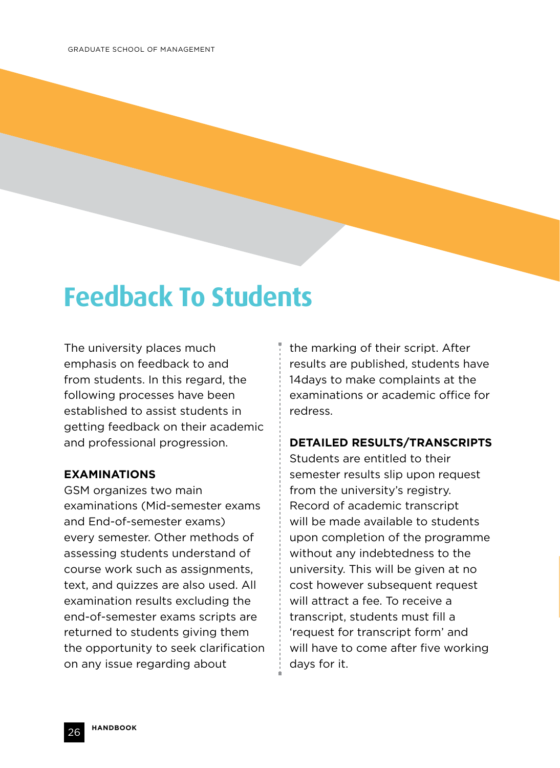# Feedback To Students

The university places much emphasis on feedback to and from students. In this regard, the following processes have been established to assist students in getting feedback on their academic and professional progression.

### EXAMINATIONS

GSM organizes two main examinations (Mid-semester exams and End-of-semester exams) every semester. Other methods of assessing students understand of course work such as assignments, text, and quizzes are also used. All examination results excluding the end-of-semester exams scripts are returned to students giving them the opportunity to seek clarification on any issue regarding about the marking of their script. After results are published, students have 14days to make complaints at the examinations or academic office for redress.

### DETAILED RESULTS/TRANSCRIPTS

Students are entitled to their semester results slip upon request from the university's registry. Record of academic transcript will be made available to students upon completion of the programme without any indebtedness to the university. This will be given at no cost however subsequent request will attract a fee. To receive a transcript, students must fill a 'request for transcript form' and will have to come after five working days for it.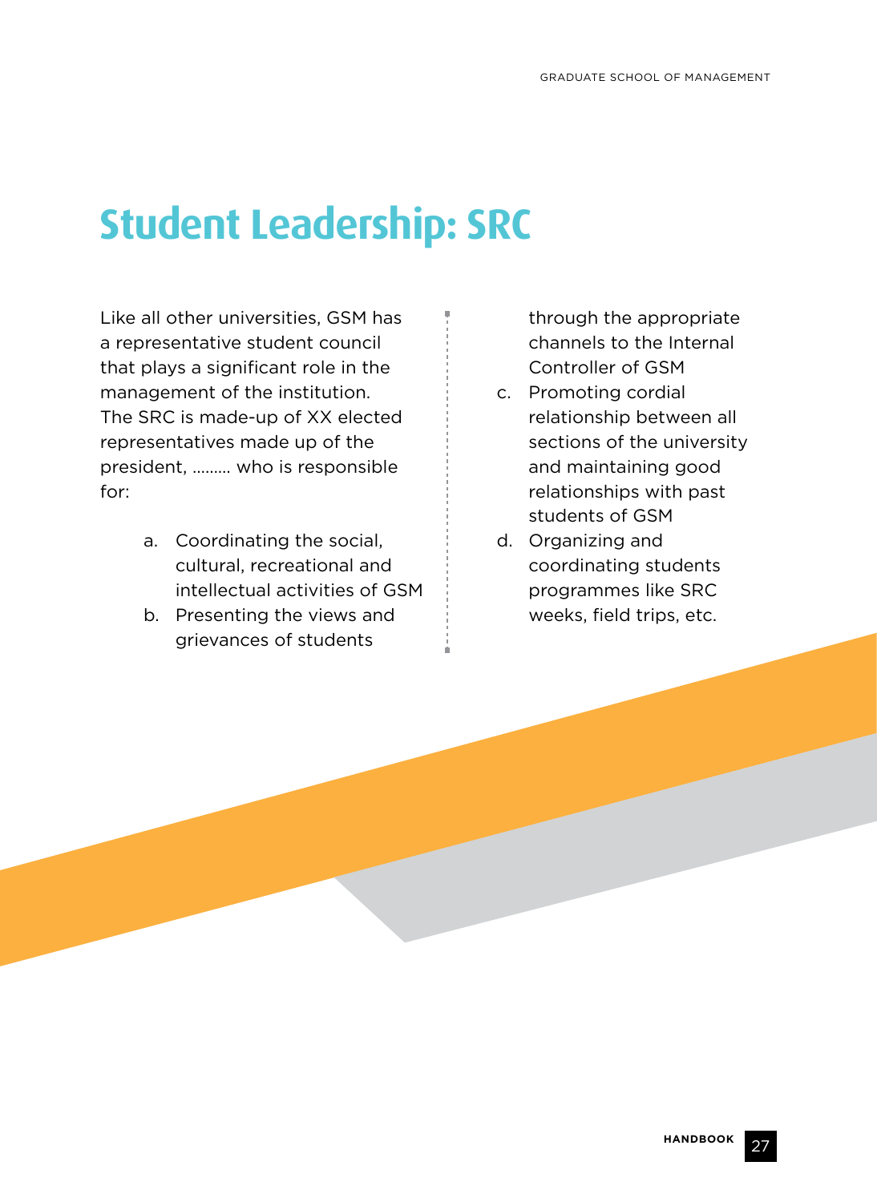# Student Leadership: SRC

Like all other universities, GSM has a representative student council that plays a significant role in the management of the institution. The SRC is made-up of XX elected representatives made up of the president, ……… who is responsible for:

a. Coordinating the social, cultural, recreational and intellectual activities of GSM
b. Presenting the views and grievances of students through the appropriate channels to the Internal Controller of GSM
c. Promoting cordial relationship between all sections of the university and maintaining good relationships with past students of GSM
d. Organizing and coordinating students programmes like SRC weeks, field trips, etc.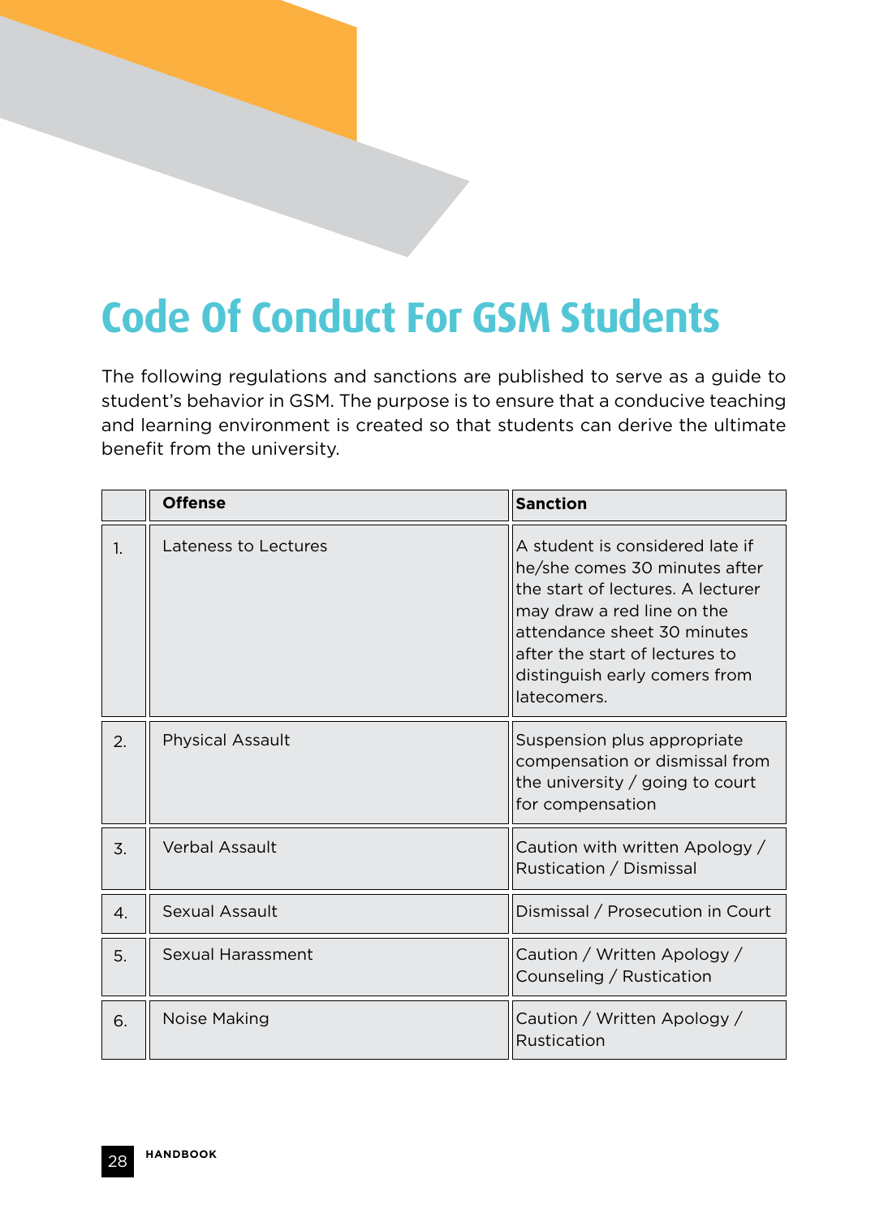# Code Of Conduct For GSM Students

The following regulations and sanctions are published to serve as a guide to student's behavior in GSM. The purpose is to ensure that a conducive teaching and learning environment is created so that students can derive the ultimate benefit from the university.

| | **Offense** | **Sanction** |
|---|---|---|
| 1. | Lateness to Lectures | A student is considered late if he/she comes 30 minutes after the start of lectures. A lecturer may draw a red line on the attendance sheet 30 minutes after the start of lectures to distinguish early comers from latecomers. |
| 2. | Physical Assault | Suspension plus appropriate compensation or dismissal from the university / going to court for compensation |
| 3. | Verbal Assault | Caution with written Apology / Rustication / Dismissal |
| 4. | Sexual Assault | Dismissal / Prosecution in Court |
| 5. | Sexual Harassment | Caution / Written Apology / Counseling / Rustication |
| 6. | Noise Making | Caution / Written Apology / Rustication |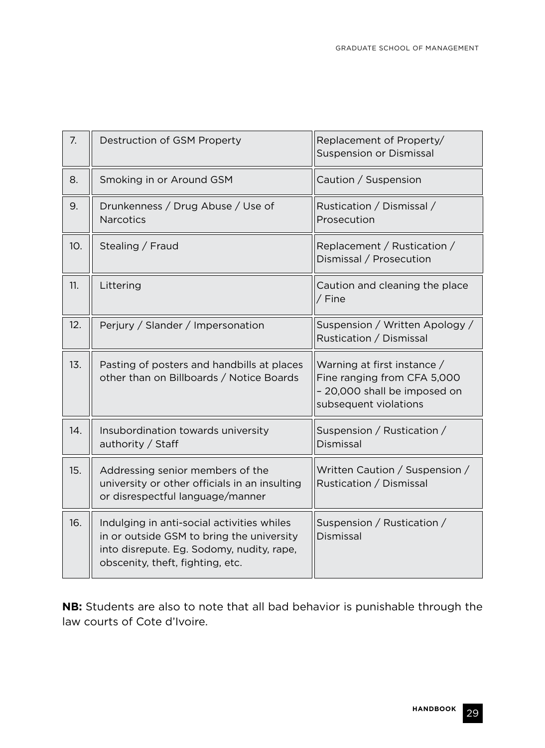| | | |
|---|---|---|
| 7. | Destruction of GSM Property | Replacement of Property/ Suspension or Dismissal |
| 8. | Smoking in or Around GSM | Caution / Suspension |
| 9. | Drunkenness / Drug Abuse / Use of Narcotics | Rustication / Dismissal / Prosecution |
| 10. | Stealing / Fraud | Replacement / Rustication / Dismissal / Prosecution |
| 11. | Littering | Caution and cleaning the place / Fine |
| 12. | Perjury / Slander / Impersonation | Suspension / Written Apology / Rustication / Dismissal |
| 13. | Pasting of posters and handbills at places other than on Billboards / Notice Boards | Warning at first instance / Fine ranging from CFA 5,000 – 20,000 shall be imposed on subsequent violations |
| 14. | Insubordination towards university authority / Staff | Suspension / Rustication / Dismissal |
| 15. | Addressing senior members of the university or other officials in an insulting or disrespectful language/manner | Written Caution / Suspension / Rustication / Dismissal |
| 16. | Indulging in anti-social activities whiles in or outside GSM to bring the university into disrepute. Eg. Sodomy, nudity, rape, obscenity, theft, fighting, etc. | Suspension / Rustication / Dismissal |

**NB:** Students are also to note that all bad behavior is punishable through the law courts of Cote d'Ivoire.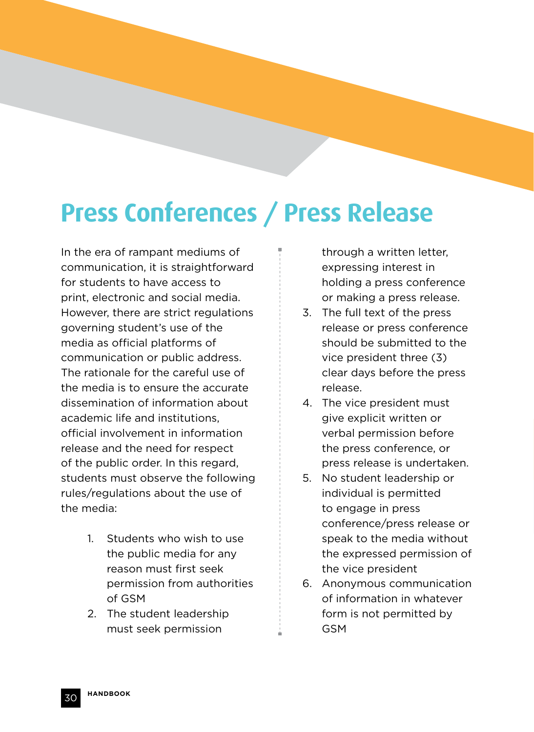# Press Conferences / Press Release

In the era of rampant mediums of communication, it is straightforward for students to have access to print, electronic and social media. However, there are strict regulations governing student's use of the media as official platforms of communication or public address. The rationale for the careful use of the media is to ensure the accurate dissemination of information about academic life and institutions, official involvement in information release and the need for respect of the public order. In this regard, students must observe the following rules/regulations about the use of the media:

1. Students who wish to use the public media for any reason must first seek permission from authorities of GSM
2. The student leadership must seek permission through a written letter, expressing interest in holding a press conference or making a press release.
3. The full text of the press release or press conference should be submitted to the vice president three (3) clear days before the press release.
4. The vice president must give explicit written or verbal permission before the press conference, or press release is undertaken.
5. No student leadership or individual is permitted to engage in press conference/press release or speak to the media without the expressed permission of the vice president
6. Anonymous communication of information in whatever form is not permitted by GSM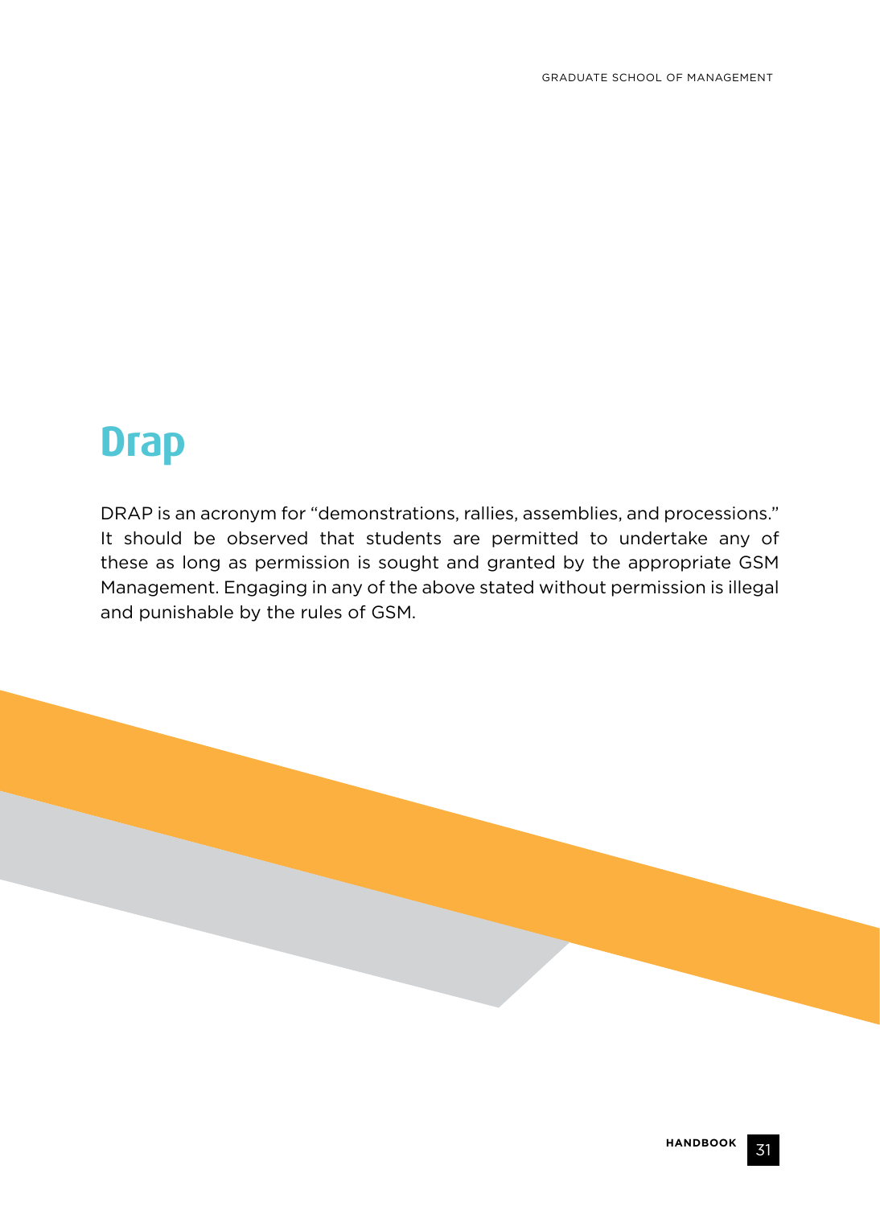# Drap

DRAP is an acronym for "demonstrations, rallies, assemblies, and processions." It should be observed that students are permitted to undertake any of these as long as permission is sought and granted by the appropriate GSM Management. Engaging in any of the above stated without permission is illegal and punishable by the rules of GSM.